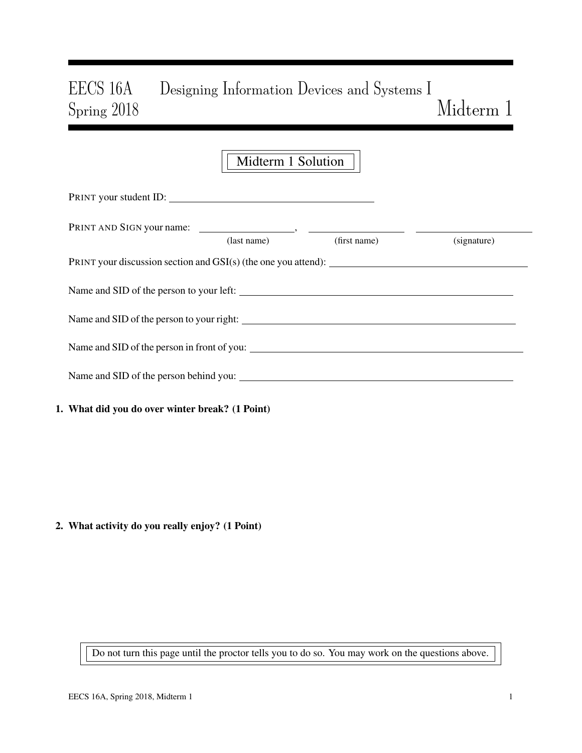# EECS 16A Designing Information Devices and Systems I
## Spring 2018 Midterm 1

**Midterm 1 Solution**

PRINT your student ID: ________________________

PRINT AND SIGN your name: ______________, ______________ ______________
(last name) (first name) (signature)

PRINT your discussion section and GSI(s) (the one you attend): ________________________

Name and SID of the person to your left: ________________________

Name and SID of the person to your right: ________________________

Name and SID of the person in front of you: ________________________

Name and SID of the person behind you: ________________________

**1. What did you do over winter break? (1 Point)**

**2. What activity do you really enjoy? (1 Point)**

Do not turn this page until the proctor tells you to do so. You may work on the questions above.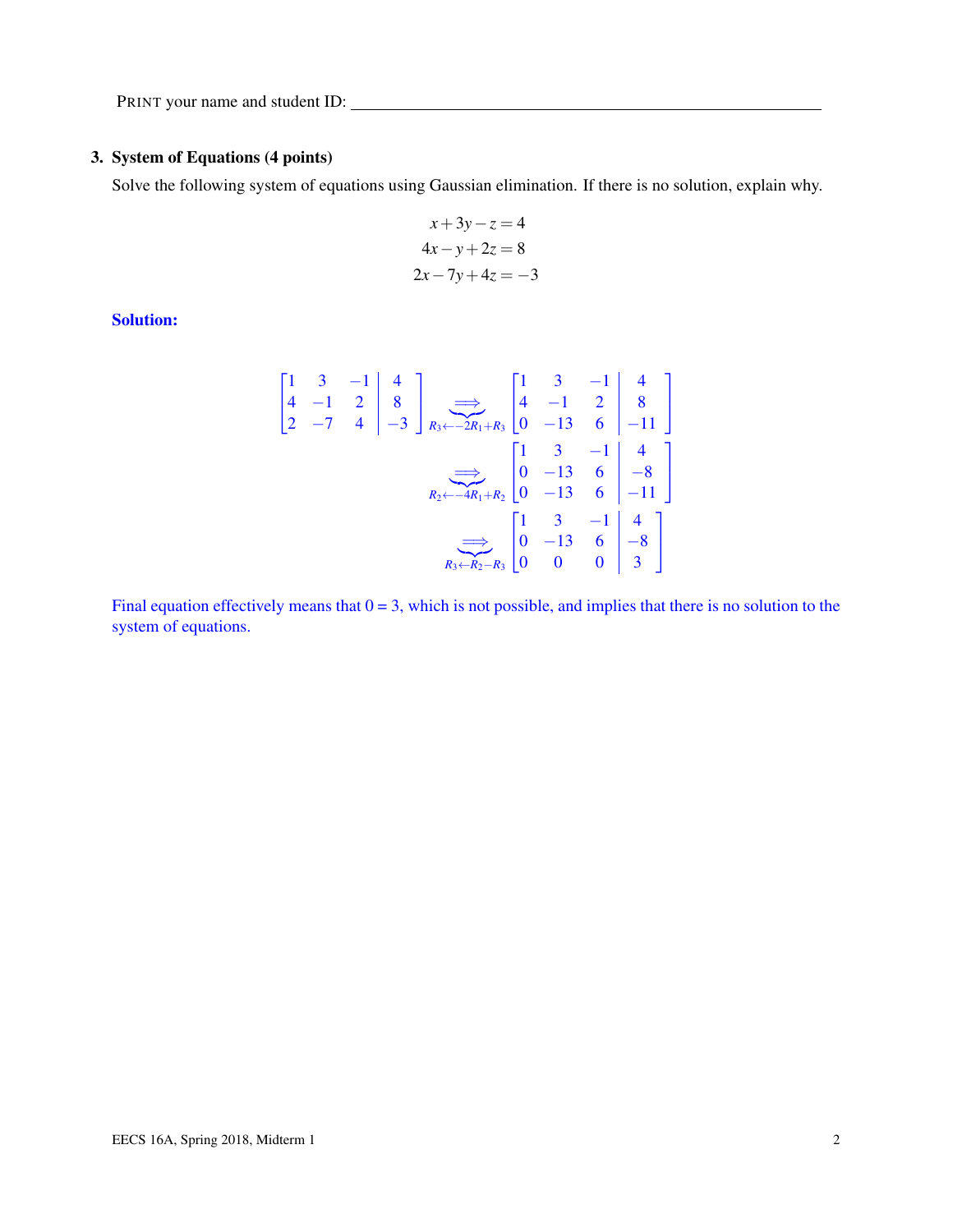PRINT your name and student ID: ____________________

## 3. System of Equations (4 points)

Solve the following system of equations using Gaussian elimination. If there is no solution, explain why.

$$
\begin{aligned}
x + 3y - z &= 4 \\
4x - y + 2z &= 8 \\
2x - 7y + 4z &= -3
\end{aligned}
$$

**Solution:**

$$
\left[\begin{array}{ccc|c} 1 & 3 & -1 & 4 \\ 4 & -1 & 2 & 8 \\ 2 & -7 & 4 & -3 \end{array}\right]
\underbrace{\Longrightarrow}_{R_3 \leftarrow -2R_1 + R_3}
\left[\begin{array}{ccc|c} 1 & 3 & -1 & 4 \\ 4 & -1 & 2 & 8 \\ 0 & -13 & 6 & -11 \end{array}\right]
$$

$$
\underbrace{\Longrightarrow}_{R_2 \leftarrow -4R_1 + R_2}
\left[\begin{array}{ccc|c} 1 & 3 & -1 & 4 \\ 0 & -13 & 6 & -8 \\ 0 & -13 & 6 & -11 \end{array}\right]
$$

$$
\underbrace{\Longrightarrow}_{R_3 \leftarrow R_2 - R_3}
\left[\begin{array}{ccc|c} 1 & 3 & -1 & 4 \\ 0 & -13 & 6 & -8 \\ 0 & 0 & 0 & 3 \end{array}\right]
$$

Final equation effectively means that $0 = 3$, which is not possible, and implies that there is no solution to the system of equations.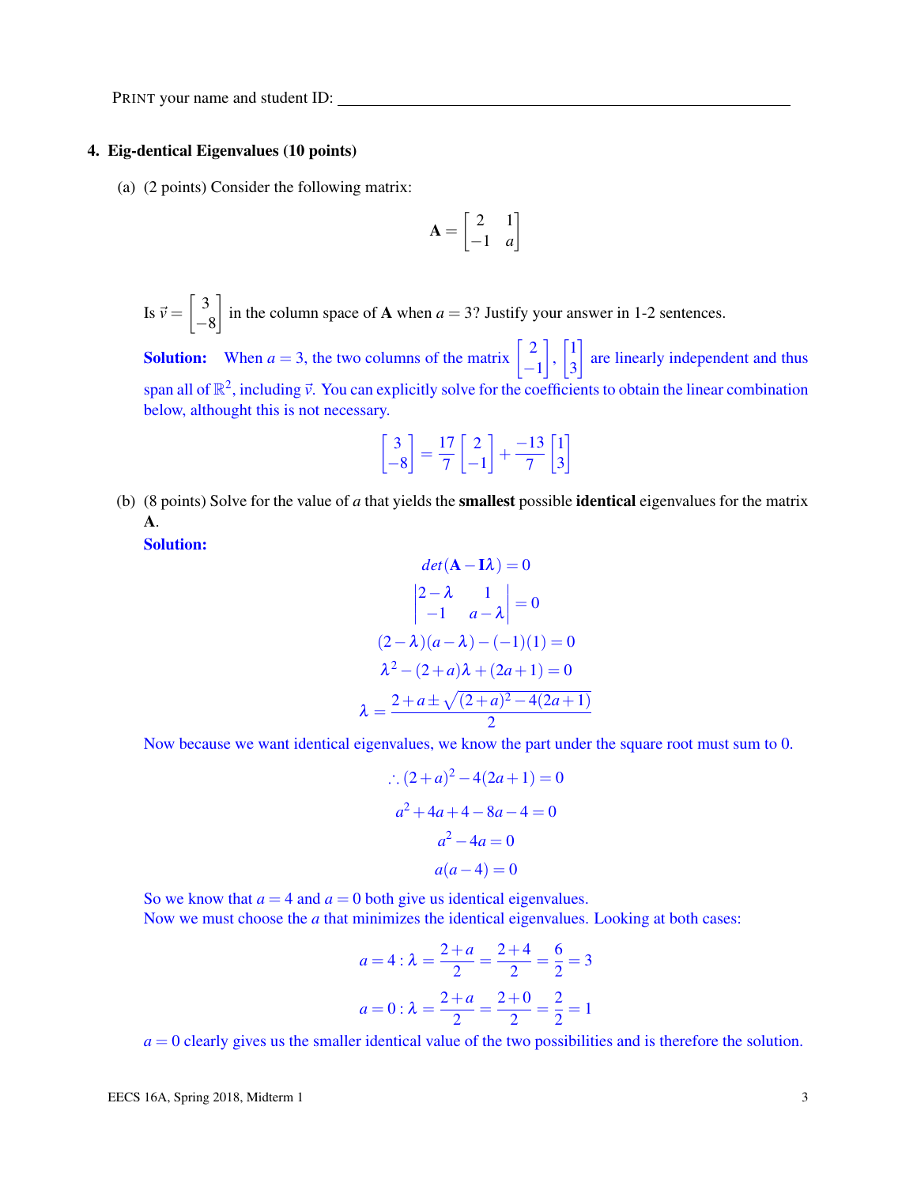PRINT your name and student ID: ____________________________________________

## 4. Eig-dentical Eigenvalues (10 points)

(a) (2 points) Consider the following matrix:

$$\mathbf{A} = \begin{bmatrix} 2 & 1 \\ -1 & a \end{bmatrix}$$

Is $\vec{v} = \begin{bmatrix} 3 \\ -8 \end{bmatrix}$ in the column space of $\mathbf{A}$ when $a = 3$? Justify your answer in 1-2 sentences.

**Solution:** When $a = 3$, the two columns of the matrix $\begin{bmatrix} 2 \\ -1 \end{bmatrix}$, $\begin{bmatrix} 1 \\ 3 \end{bmatrix}$ are linearly independent and thus span all of $\mathbb{R}^2$, including $\vec{v}$. You can explicitly solve for the coefficients to obtain the linear combination below, althought this is not necessary.

$$\begin{bmatrix} 3 \\ -8 \end{bmatrix} = \frac{17}{7} \begin{bmatrix} 2 \\ -1 \end{bmatrix} + \frac{-13}{7} \begin{bmatrix} 1 \\ 3 \end{bmatrix}$$

(b) (8 points) Solve for the value of $a$ that yields the **smallest** possible **identical** eigenvalues for the matrix $\mathbf{A}$.

**Solution:**

$$det(\mathbf{A} - \mathbf{I}\lambda) = 0$$

$$\begin{vmatrix} 2-\lambda & 1 \\ -1 & a-\lambda \end{vmatrix} = 0$$

$$(2-\lambda)(a-\lambda) - (-1)(1) = 0$$

$$\lambda^2 - (2+a)\lambda + (2a+1) = 0$$

$$\lambda = \frac{2+a \pm \sqrt{(2+a)^2 - 4(2a+1)}}{2}$$

Now because we want identical eigenvalues, we know the part under the square root must sum to 0.

$$\therefore (2+a)^2 - 4(2a+1) = 0$$

$$a^2 + 4a + 4 - 8a - 4 = 0$$

$$a^2 - 4a = 0$$

$$a(a-4) = 0$$

So we know that $a = 4$ and $a = 0$ both give us identical eigenvalues.
Now we must choose the $a$ that minimizes the identical eigenvalues. Looking at both cases:

$$a = 4 : \lambda = \frac{2+a}{2} = \frac{2+4}{2} = \frac{6}{2} = 3$$

$$a = 0 : \lambda = \frac{2+a}{2} = \frac{2+0}{2} = \frac{2}{2} = 1$$

$a = 0$ clearly gives us the smaller identical value of the two possibilities and is therefore the solution.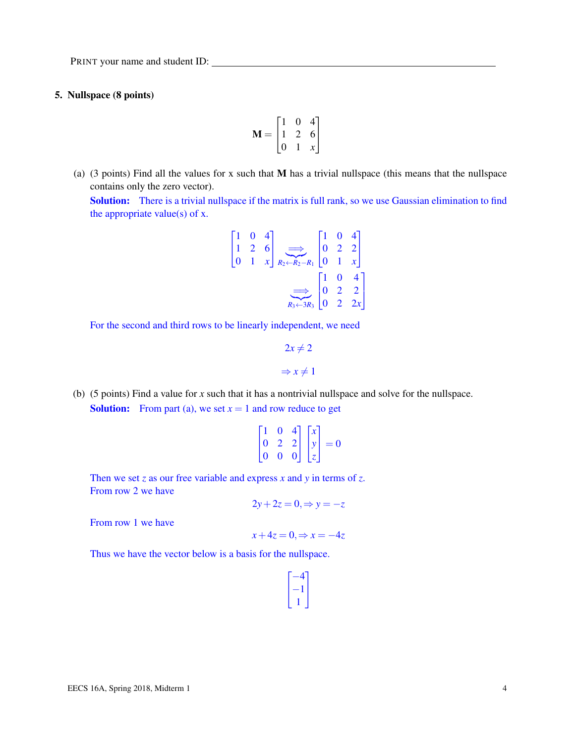PRINT your name and student ID: ________________________________

## 5. Nullspace (8 points)

$$\mathbf{M} = \begin{bmatrix} 1 & 0 & 4 \\ 1 & 2 & 6 \\ 0 & 1 & x \end{bmatrix}$$

(a) (3 points) Find all the values for x such that $\mathbf{M}$ has a trivial nullspace (this means that the nullspace contains only the zero vector).

**Solution:** There is a trivial nullspace if the matrix is full rank, so we use Gaussian elimination to find the appropriate value(s) of x.

$$\begin{bmatrix} 1 & 0 & 4 \\ 1 & 2 & 6 \\ 0 & 1 & x \end{bmatrix} \underbrace{\Longrightarrow}_{R_2 \leftarrow R_2 - R_1} \begin{bmatrix} 1 & 0 & 4 \\ 0 & 2 & 2 \\ 0 & 1 & x \end{bmatrix}$$

$$\underbrace{\Longrightarrow}_{R_3 \leftarrow 3R_3} \begin{bmatrix} 1 & 0 & 4 \\ 0 & 2 & 2 \\ 0 & 2 & 2x \end{bmatrix}$$

For the second and third rows to be linearly independent, we need

$$2x \neq 2$$

$$\Rightarrow x \neq 1$$

(b) (5 points) Find a value for $x$ such that it has a nontrivial nullspace and solve for the nullspace.

**Solution:** From part (a), we set $x = 1$ and row reduce to get

$$\begin{bmatrix} 1 & 0 & 4 \\ 0 & 2 & 2 \\ 0 & 0 & 0 \end{bmatrix} \begin{bmatrix} x \\ y \\ z \end{bmatrix} = 0$$

Then we set $z$ as our free variable and express $x$ and $y$ in terms of $z$.
From row 2 we have

$$2y + 2z = 0, \Rightarrow y = -z$$

From row 1 we have

$$x + 4z = 0, \Rightarrow x = -4z$$

Thus we have the vector below is a basis for the nullspace.

$$\begin{bmatrix} -4 \\ -1 \\ 1 \end{bmatrix}$$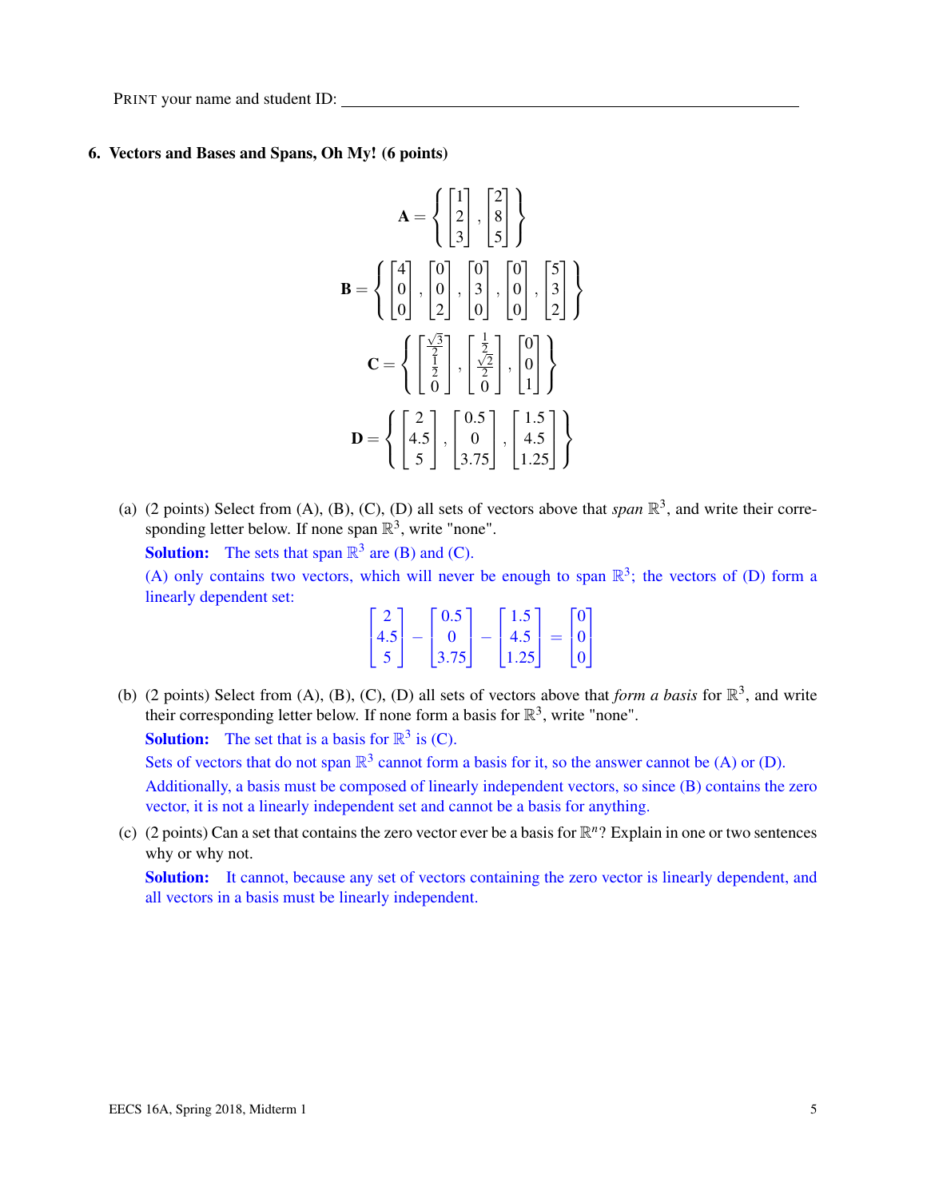PRINT your name and student ID: ____________________________________________

### 6. Vectors and Bases and Spans, Oh My! (6 points)

$$\mathbf{A} = \left\{ \begin{bmatrix} 1 \\ 2 \\ 3 \end{bmatrix}, \begin{bmatrix} 2 \\ 8 \\ 5 \end{bmatrix} \right\}$$

$$\mathbf{B} = \left\{ \begin{bmatrix} 4 \\ 0 \\ 0 \end{bmatrix}, \begin{bmatrix} 0 \\ 0 \\ 2 \end{bmatrix}, \begin{bmatrix} 0 \\ 3 \\ 0 \end{bmatrix}, \begin{bmatrix} 0 \\ 0 \\ 0 \end{bmatrix}, \begin{bmatrix} 5 \\ 3 \\ 2 \end{bmatrix} \right\}$$

$$\mathbf{C} = \left\{ \begin{bmatrix} \frac{\sqrt{3}}{2} \\ \frac{1}{2} \\ 0 \end{bmatrix}, \begin{bmatrix} \frac{1}{2} \\ \frac{\sqrt{2}}{2} \\ 0 \end{bmatrix}, \begin{bmatrix} 0 \\ 0 \\ 1 \end{bmatrix} \right\}$$

$$\mathbf{D} = \left\{ \begin{bmatrix} 2 \\ 4.5 \\ 5 \end{bmatrix}, \begin{bmatrix} 0.5 \\ 0 \\ 3.75 \end{bmatrix}, \begin{bmatrix} 1.5 \\ 4.5 \\ 1.25 \end{bmatrix} \right\}$$

(a) (2 points) Select from (A), (B), (C), (D) all sets of vectors above that *span* $\mathbb{R}^3$, and write their corresponding letter below. If none span $\mathbb{R}^3$, write "none".

**Solution:** The sets that span $\mathbb{R}^3$ are (B) and (C).

(A) only contains two vectors, which will never be enough to span $\mathbb{R}^3$; the vectors of (D) form a linearly dependent set:

$$\begin{bmatrix} 2 \\ 4.5 \\ 5 \end{bmatrix} - \begin{bmatrix} 0.5 \\ 0 \\ 3.75 \end{bmatrix} - \begin{bmatrix} 1.5 \\ 4.5 \\ 1.25 \end{bmatrix} = \begin{bmatrix} 0 \\ 0 \\ 0 \end{bmatrix}$$

(b) (2 points) Select from (A), (B), (C), (D) all sets of vectors above that *form a basis* for $\mathbb{R}^3$, and write their corresponding letter below. If none form a basis for $\mathbb{R}^3$, write "none".

**Solution:** The set that is a basis for $\mathbb{R}^3$ is (C).

Sets of vectors that do not span $\mathbb{R}^3$ cannot form a basis for it, so the answer cannot be (A) or (D). Additionally, a basis must be composed of linearly independent vectors, so since (B) contains the zero vector, it is not a linearly independent set and cannot be a basis for anything.

(c) (2 points) Can a set that contains the zero vector ever be a basis for $\mathbb{R}^n$? Explain in one or two sentences why or why not.

**Solution:** It cannot, because any set of vectors containing the zero vector is linearly dependent, and all vectors in a basis must be linearly independent.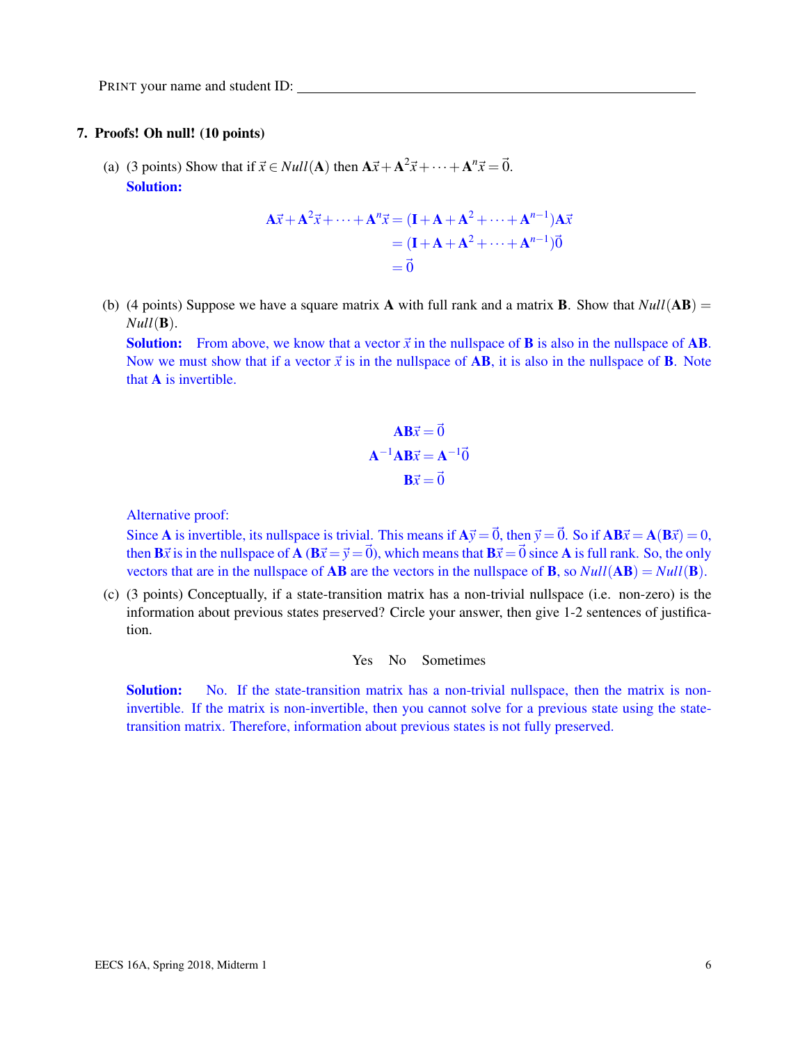PRINT your name and student ID: ____________________________________________

## 7. Proofs! Oh null! (10 points)

(a) (3 points) Show that if $\vec{x} \in Null(\mathbf{A})$ then $\mathbf{A}\vec{x} + \mathbf{A}^2\vec{x} + \cdots + \mathbf{A}^n\vec{x} = \vec{0}$.

**Solution:**

$$\begin{aligned}
\mathbf{A}\vec{x} + \mathbf{A}^2\vec{x} + \cdots + \mathbf{A}^n\vec{x} &= (\mathbf{I} + \mathbf{A} + \mathbf{A}^2 + \cdots + \mathbf{A}^{n-1})\mathbf{A}\vec{x} \\
&= (\mathbf{I} + \mathbf{A} + \mathbf{A}^2 + \cdots + \mathbf{A}^{n-1})\vec{0} \\
&= \vec{0}
\end{aligned}$$

(b) (4 points) Suppose we have a square matrix $\mathbf{A}$ with full rank and a matrix $\mathbf{B}$. Show that $Null(\mathbf{AB}) = Null(\mathbf{B})$.

**Solution:** From above, we know that a vector $\vec{x}$ in the nullspace of $\mathbf{B}$ is also in the nullspace of $\mathbf{AB}$. Now we must show that if a vector $\vec{x}$ is in the nullspace of $\mathbf{AB}$, it is also in the nullspace of $\mathbf{B}$. Note that $\mathbf{A}$ is invertible.

$$\begin{aligned}
\mathbf{AB}\vec{x} &= \vec{0} \\
\mathbf{A}^{-1}\mathbf{AB}\vec{x} &= \mathbf{A}^{-1}\vec{0} \\
\mathbf{B}\vec{x} &= \vec{0}
\end{aligned}$$

Alternative proof:

Since $\mathbf{A}$ is invertible, its nullspace is trivial. This means if $\mathbf{A}\vec{y} = \vec{0}$, then $\vec{y} = \vec{0}$. So if $\mathbf{AB}\vec{x} = \mathbf{A}(\mathbf{B}\vec{x}) = 0$, then $\mathbf{B}\vec{x}$ is in the nullspace of $\mathbf{A}$ ($\mathbf{B}\vec{x} = \vec{y} = \vec{0}$), which means that $\mathbf{B}\vec{x} = \vec{0}$ since $\mathbf{A}$ is full rank. So, the only vectors that are in the nullspace of $\mathbf{AB}$ are the vectors in the nullspace of $\mathbf{B}$, so $Null(\mathbf{AB}) = Null(\mathbf{B})$.

(c) (3 points) Conceptually, if a state-transition matrix has a non-trivial nullspace (i.e. non-zero) is the information about previous states preserved? Circle your answer, then give 1-2 sentences of justification.

Yes    No    Sometimes

**Solution:** No. If the state-transition matrix has a non-trivial nullspace, then the matrix is non-invertible. If the matrix is non-invertible, then you cannot solve for a previous state using the state-transition matrix. Therefore, information about previous states is not fully preserved.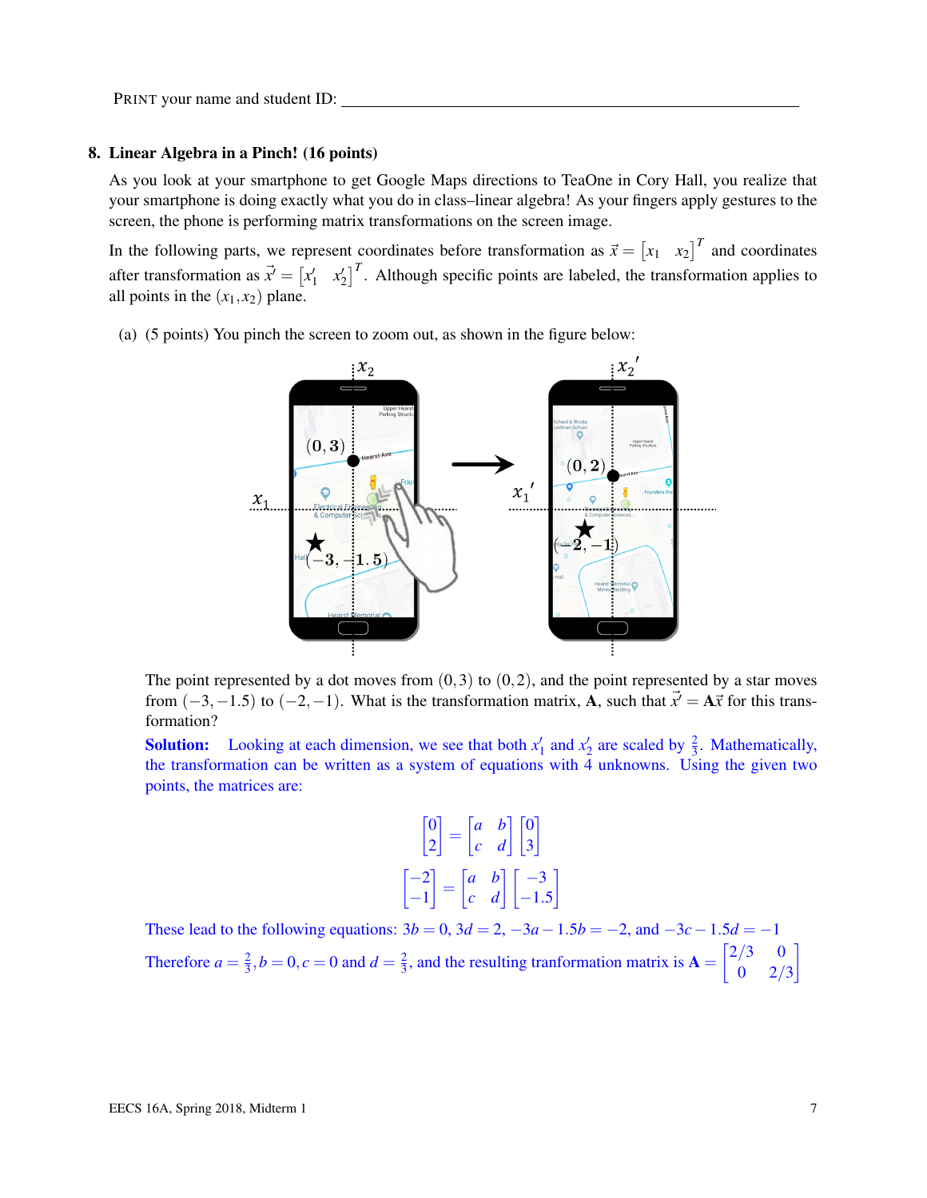PRINT your name and student ID: ________________________________

## 8. Linear Algebra in a Pinch! (16 points)

As you look at your smartphone to get Google Maps directions to TeaOne in Cory Hall, you realize that your smartphone is doing exactly what you do in class–linear algebra! As your fingers apply gestures to the screen, the phone is performing matrix transformations on the screen image.

In the following parts, we represent coordinates before transformation as $\vec{x} = \begin{bmatrix} x_1 & x_2 \end{bmatrix}^T$ and coordinates after transformation as $\vec{x}' = \begin{bmatrix} x_1' & x_2' \end{bmatrix}^T$. Although specific points are labeled, the transformation applies to all points in the $(x_1, x_2)$ plane.

(a) (5 points) You pinch the screen to zoom out, as shown in the figure below:

The point represented by a dot moves from $(0,3)$ to $(0,2)$, and the point represented by a star moves from $(-3,-1.5)$ to $(-2,-1)$. What is the transformation matrix, $\mathbf{A}$, such that $\vec{x}' = \mathbf{A}\vec{x}$ for this transformation?

**Solution:** Looking at each dimension, we see that both $x_1'$ and $x_2'$ are scaled by $\frac{2}{3}$. Mathematically, the transformation can be written as a system of equations with 4 unknowns. Using the given two points, the matrices are:

$$\begin{bmatrix} 0 \\ 2 \end{bmatrix} = \begin{bmatrix} a & b \\ c & d \end{bmatrix} \begin{bmatrix} 0 \\ 3 \end{bmatrix}$$

$$\begin{bmatrix} -2 \\ -1 \end{bmatrix} = \begin{bmatrix} a & b \\ c & d \end{bmatrix} \begin{bmatrix} -3 \\ -1.5 \end{bmatrix}$$

These lead to the following equations: $3b = 0$, $3d = 2$, $-3a - 1.5b = -2$, and $-3c - 1.5d = -1$

Therefore $a = \frac{2}{3}, b = 0, c = 0$ and $d = \frac{2}{3}$, and the resulting tranformation matrix is $\mathbf{A} = \begin{bmatrix} 2/3 & 0 \\ 0 & 2/3 \end{bmatrix}$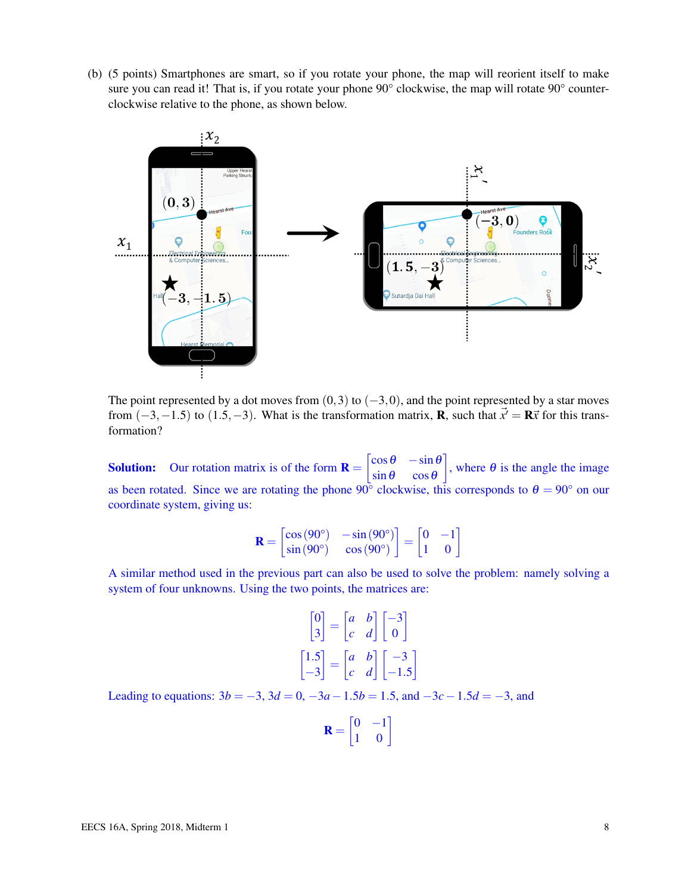(b) (5 points) Smartphones are smart, so if you rotate your phone, the map will reorient itself to make sure you can read it! That is, if you rotate your phone 90° clockwise, the map will rotate 90° counter-clockwise relative to the phone, as shown below.

The point represented by a dot moves from $(0,3)$ to $(-3,0)$, and the point represented by a star moves from $(-3,-1.5)$ to $(1.5,-3)$. What is the transformation matrix, $\mathbf{R}$, such that $\vec{x}' = \mathbf{R}\vec{x}$ for this transformation?

**Solution:** Our rotation matrix is of the form $\mathbf{R} = \begin{bmatrix} \cos\theta & -\sin\theta \\ \sin\theta & \cos\theta \end{bmatrix}$, where $\theta$ is the angle the image as been rotated. Since we are rotating the phone 90° clockwise, this corresponds to $\theta = 90°$ on our coordinate system, giving us:

$$\mathbf{R} = \begin{bmatrix} \cos(90°) & -\sin(90°) \\ \sin(90°) & \cos(90°) \end{bmatrix} = \begin{bmatrix} 0 & -1 \\ 1 & 0 \end{bmatrix}$$

A similar method used in the previous part can also be used to solve the problem: namely solving a system of four unknowns. Using the two points, the matrices are:

$$\begin{bmatrix} 0 \\ 3 \end{bmatrix} = \begin{bmatrix} a & b \\ c & d \end{bmatrix} \begin{bmatrix} -3 \\ 0 \end{bmatrix}$$

$$\begin{bmatrix} 1.5 \\ -3 \end{bmatrix} = \begin{bmatrix} a & b \\ c & d \end{bmatrix} \begin{bmatrix} -3 \\ -1.5 \end{bmatrix}$$

Leading to equations: $3b = -3$, $3d = 0$, $-3a - 1.5b = 1.5$, and $-3c - 1.5d = -3$, and

$$\mathbf{R} = \begin{bmatrix} 0 & -1 \\ 1 & 0 \end{bmatrix}$$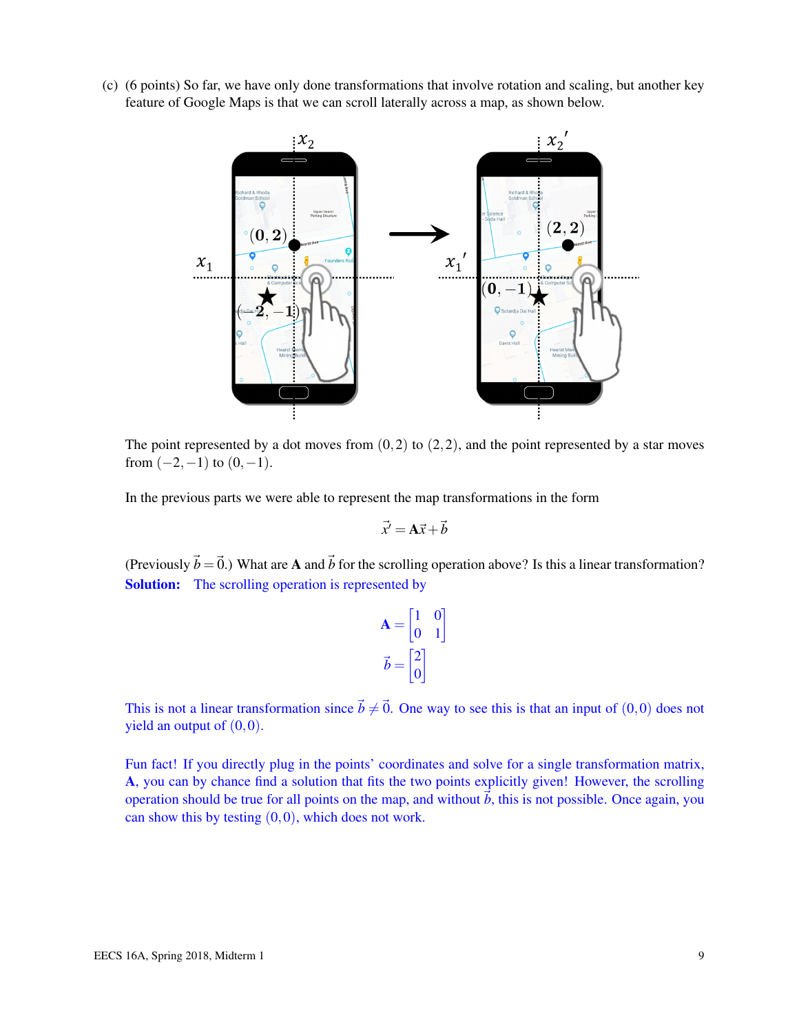(c) (6 points) So far, we have only done transformations that involve rotation and scaling, but another key feature of Google Maps is that we can scroll laterally across a map, as shown below.

The point represented by a dot moves from $(0,2)$ to $(2,2)$, and the point represented by a star moves from $(-2,-1)$ to $(0,-1)$.

In the previous parts we were able to represent the map transformations in the form

$$\vec{x'} = \mathbf{A}\vec{x} + \vec{b}$$

(Previously $\vec{b} = \vec{0}$.) What are $\mathbf{A}$ and $\vec{b}$ for the scrolling operation above? Is this a linear transformation?

**Solution:** The scrolling operation is represented by

$$\mathbf{A} = \begin{bmatrix} 1 & 0 \\ 0 & 1 \end{bmatrix}$$

$$\vec{b} = \begin{bmatrix} 2 \\ 0 \end{bmatrix}$$

This is not a linear transformation since $\vec{b} \neq \vec{0}$. One way to see this is that an input of $(0,0)$ does not yield an output of $(0,0)$.

Fun fact! If you directly plug in the points' coordinates and solve for a single transformation matrix, $\mathbf{A}$, you can by chance find a solution that fits the two points explicitly given! However, the scrolling operation should be true for all points on the map, and without $\vec{b}$, this is not possible. Once again, you can show this by testing $(0,0)$, which does not work.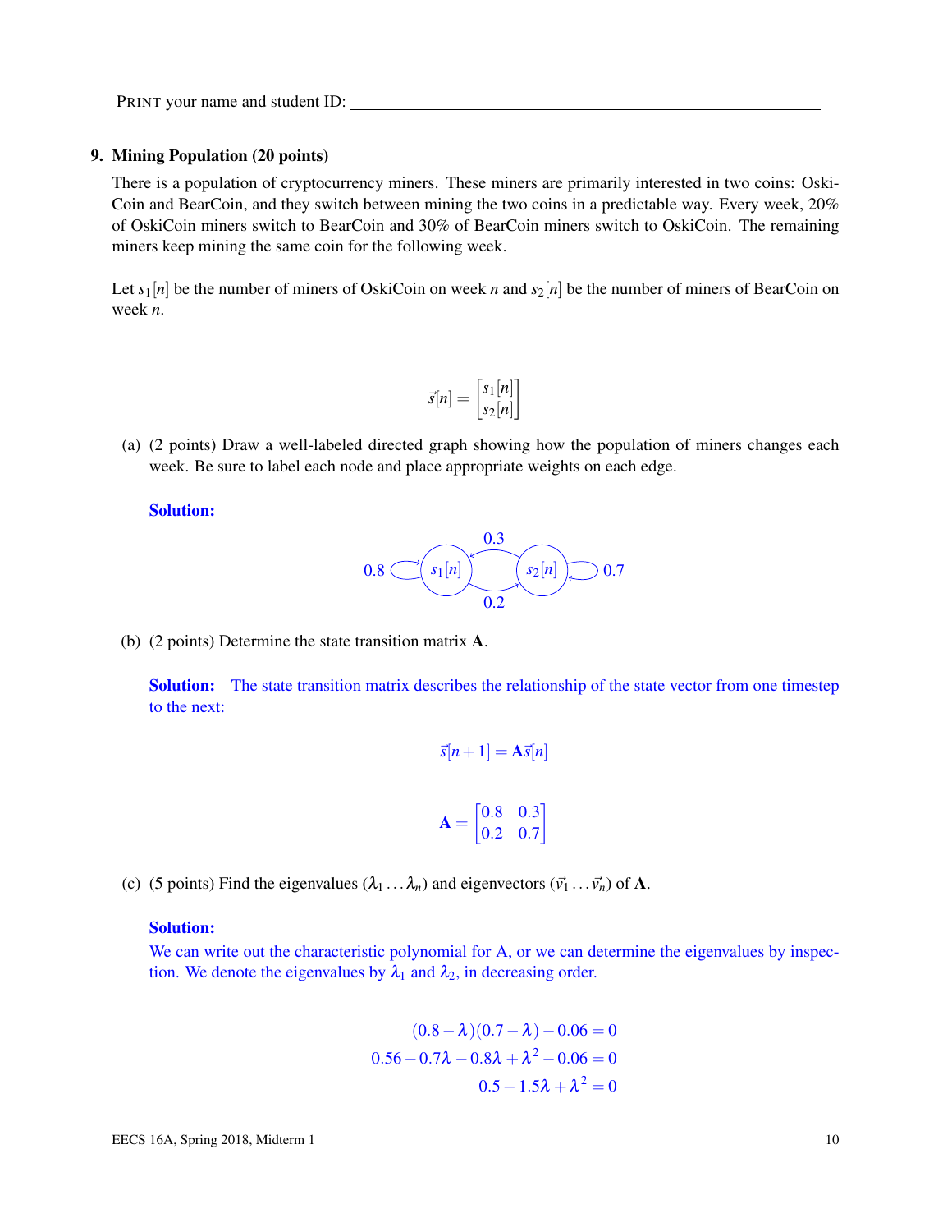PRINT your name and student ID: ____________________________________________

## 9. Mining Population (20 points)

There is a population of cryptocurrency miners. These miners are primarily interested in two coins: OskiCoin and BearCoin, and they switch between mining the two coins in a predictable way. Every week, 20% of OskiCoin miners switch to BearCoin and 30% of BearCoin miners switch to OskiCoin. The remaining miners keep mining the same coin for the following week.

Let $s_1[n]$ be the number of miners of OskiCoin on week $n$ and $s_2[n]$ be the number of miners of BearCoin on week $n$.

$$\vec{s}[n] = \begin{bmatrix} s_1[n] \\ s_2[n] \end{bmatrix}$$

(a) (2 points) Draw a well-labeled directed graph showing how the population of miners changes each week. Be sure to label each node and place appropriate weights on each edge.

**Solution:**

Nodes: $s_1[n]$ and $s_2[n]$. Self-loop on $s_1[n]$: 0.8. Self-loop on $s_2[n]$: 0.7. Edge $s_1[n] \to s_2[n]$: 0.2. Edge $s_2[n] \to s_1[n]$: 0.3.

(b) (2 points) Determine the state transition matrix $\mathbf{A}$.

**Solution:** The state transition matrix describes the relationship of the state vector from one timestep to the next:

$$\vec{s}[n+1] = \mathbf{A}\vec{s}[n]$$

$$\mathbf{A} = \begin{bmatrix} 0.8 & 0.3 \\ 0.2 & 0.7 \end{bmatrix}$$

(c) (5 points) Find the eigenvalues ($\lambda_1 \ldots \lambda_n$) and eigenvectors ($\vec{v}_1 \ldots \vec{v}_n$) of $\mathbf{A}$.

**Solution:**

We can write out the characteristic polynomial for A, or we can determine the eigenvalues by inspection. We denote the eigenvalues by $\lambda_1$ and $\lambda_2$, in decreasing order.

$$(0.8-\lambda)(0.7-\lambda) - 0.06 = 0$$
$$0.56 - 0.7\lambda - 0.8\lambda + \lambda^2 - 0.06 = 0$$
$$0.5 - 1.5\lambda + \lambda^2 = 0$$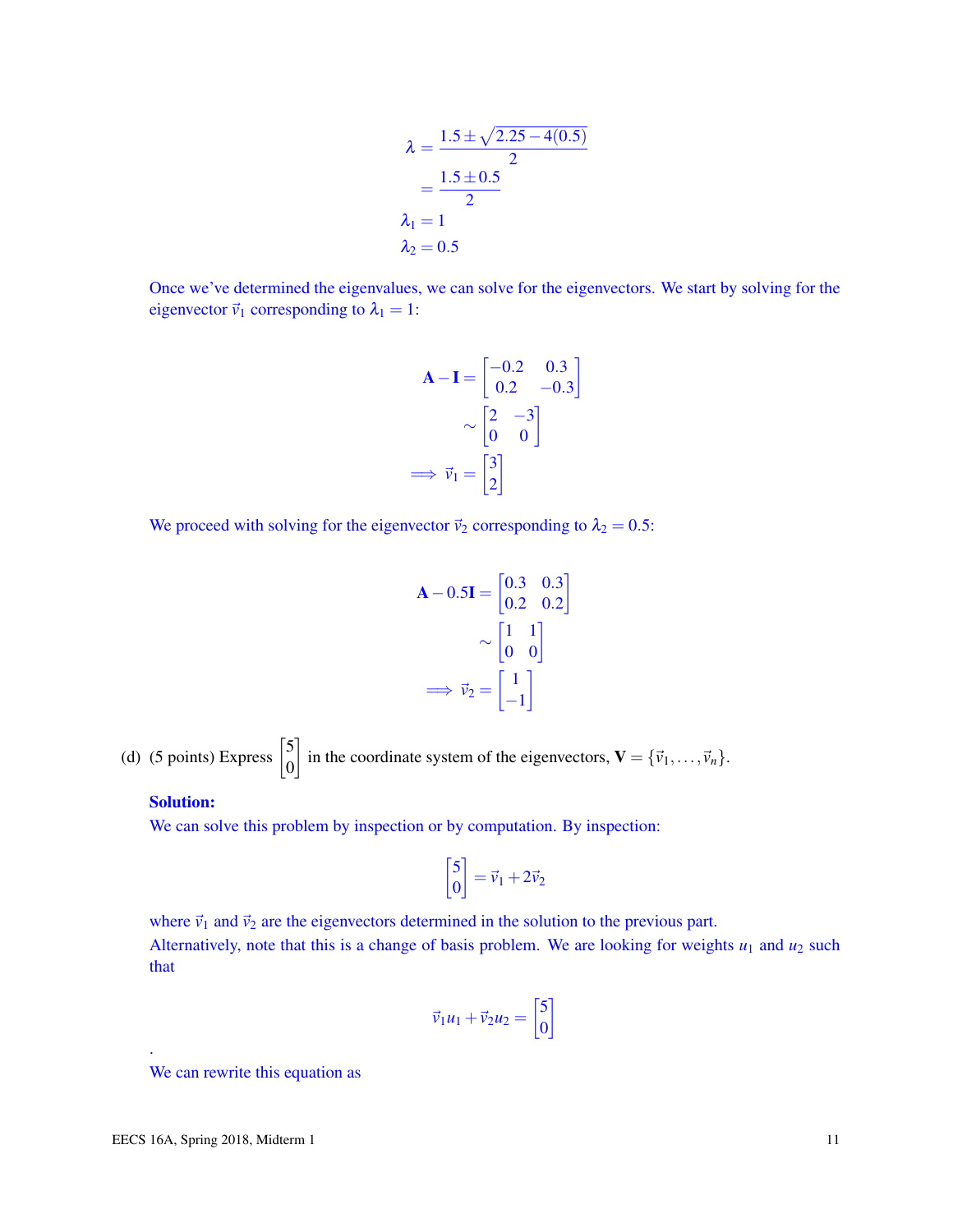$$
\begin{aligned}
\lambda &= \frac{1.5 \pm \sqrt{2.25 - 4(0.5)}}{2} \\
&= \frac{1.5 \pm 0.5}{2} \\
\lambda_1 &= 1 \\
\lambda_2 &= 0.5
\end{aligned}
$$

Once we've determined the eigenvalues, we can solve for the eigenvectors. We start by solving for the eigenvector $\vec{v}_1$ corresponding to $\lambda_1 = 1$:

$$
\begin{aligned}
\mathbf{A} - \mathbf{I} &= \begin{bmatrix} -0.2 & 0.3 \\ 0.2 & -0.3 \end{bmatrix} \\
&\sim \begin{bmatrix} 2 & -3 \\ 0 & 0 \end{bmatrix} \\
\implies \vec{v}_1 &= \begin{bmatrix} 3 \\ 2 \end{bmatrix}
\end{aligned}
$$

We proceed with solving for the eigenvector $\vec{v}_2$ corresponding to $\lambda_2 = 0.5$:

$$
\begin{aligned}
\mathbf{A} - 0.5\mathbf{I} &= \begin{bmatrix} 0.3 & 0.3 \\ 0.2 & 0.2 \end{bmatrix} \\
&\sim \begin{bmatrix} 1 & 1 \\ 0 & 0 \end{bmatrix} \\
\implies \vec{v}_2 &= \begin{bmatrix} 1 \\ -1 \end{bmatrix}
\end{aligned}
$$

(d) (5 points) Express $\begin{bmatrix} 5 \\ 0 \end{bmatrix}$ in the coordinate system of the eigenvectors, $\mathbf{V} = \{\vec{v}_1, \ldots, \vec{v}_n\}$.

**Solution:**

We can solve this problem by inspection or by computation. By inspection:

$$
\begin{bmatrix} 5 \\ 0 \end{bmatrix} = \vec{v}_1 + 2\vec{v}_2
$$

where $\vec{v}_1$ and $\vec{v}_2$ are the eigenvectors determined in the solution to the previous part.

Alternatively, note that this is a change of basis problem. We are looking for weights $u_1$ and $u_2$ such that

$$
\vec{v}_1 u_1 + \vec{v}_2 u_2 = \begin{bmatrix} 5 \\ 0 \end{bmatrix}
$$

.

We can rewrite this equation as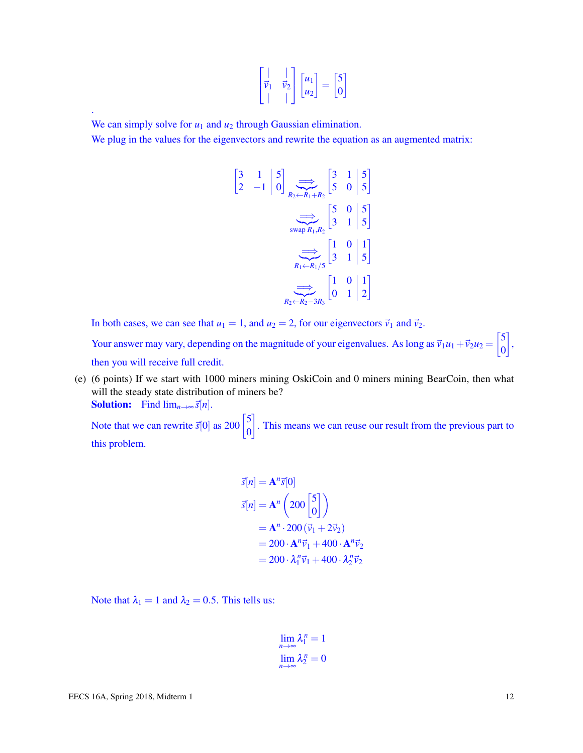$$\begin{bmatrix} | & | \\ \vec{v}_1 & \vec{v}_2 \\ | & | \end{bmatrix} \begin{bmatrix} u_1 \\ u_2 \end{bmatrix} = \begin{bmatrix} 5 \\ 0 \end{bmatrix}$$

.

We can simply solve for $u_1$ and $u_2$ through Gaussian elimination.

We plug in the values for the eigenvectors and rewrite the equation as an augmented matrix:

$$\left[\begin{array}{cc|c} 3 & 1 & 5 \\ 2 & -1 & 0 \end{array}\right] \underbrace{\Longrightarrow}_{R_2 \leftarrow R_1 + R_2} \left[\begin{array}{cc|c} 3 & 1 & 5 \\ 5 & 0 & 5 \end{array}\right]$$

$$\underbrace{\Longrightarrow}_{\text{swap } R_1, R_2} \left[\begin{array}{cc|c} 5 & 0 & 5 \\ 3 & 1 & 5 \end{array}\right]$$

$$\underbrace{\Longrightarrow}_{R_1 \leftarrow R_1/5} \left[\begin{array}{cc|c} 1 & 0 & 1 \\ 3 & 1 & 5 \end{array}\right]$$

$$\underbrace{\Longrightarrow}_{R_2 \leftarrow R_2 - 3R_3} \left[\begin{array}{cc|c} 1 & 0 & 1 \\ 0 & 1 & 2 \end{array}\right]$$

In both cases, we can see that $u_1 = 1$, and $u_2 = 2$, for our eigenvectors $\vec{v}_1$ and $\vec{v}_2$.

Your answer may vary, depending on the magnitude of your eigenvalues. As long as $\vec{v}_1 u_1 + \vec{v}_2 u_2 = \begin{bmatrix} 5 \\ 0 \end{bmatrix}$, then you will receive full credit.

(e) (6 points) If we start with 1000 miners mining OskiCoin and 0 miners mining BearCoin, then what will the steady state distribution of miners be?

**Solution:** Find $\lim_{n \to \infty} \vec{s}[n]$.

Note that we can rewrite $\vec{s}[0]$ as $200 \begin{bmatrix} 5 \\ 0 \end{bmatrix}$. This means we can reuse our result from the previous part to this problem.

$$\begin{aligned}
\vec{s}[n] &= \mathbf{A}^n \vec{s}[0] \\
\vec{s}[n] &= \mathbf{A}^n \left( 200 \begin{bmatrix} 5 \\ 0 \end{bmatrix} \right) \\
&= \mathbf{A}^n \cdot 200 \left( \vec{v}_1 + 2\vec{v}_2 \right) \\
&= 200 \cdot \mathbf{A}^n \vec{v}_1 + 400 \cdot \mathbf{A}^n \vec{v}_2 \\
&= 200 \cdot \lambda_1^n \vec{v}_1 + 400 \cdot \lambda_2^n \vec{v}_2
\end{aligned}$$

Note that $\lambda_1 = 1$ and $\lambda_2 = 0.5$. This tells us:

$$\lim_{n \to \infty} \lambda_1^n = 1$$
$$\lim_{n \to \infty} \lambda_2^n = 0$$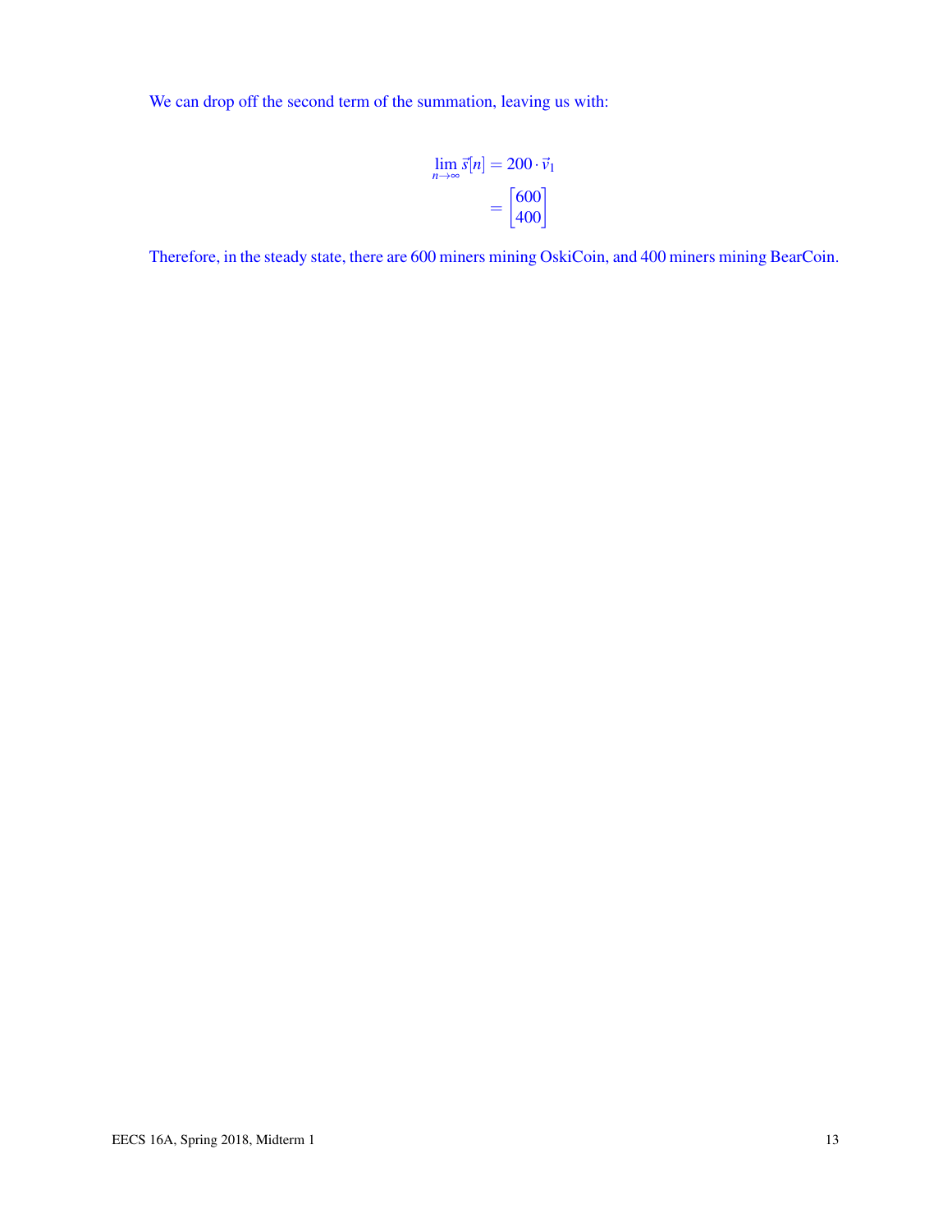We can drop off the second term of the summation, leaving us with:

$$
\begin{aligned}
\lim_{n\to\infty} \vec{s}[n] &= 200 \cdot \vec{v}_1 \\
&= \begin{bmatrix} 600 \\ 400 \end{bmatrix}
\end{aligned}
$$

Therefore, in the steady state, there are 600 miners mining OskiCoin, and 400 miners mining BearCoin.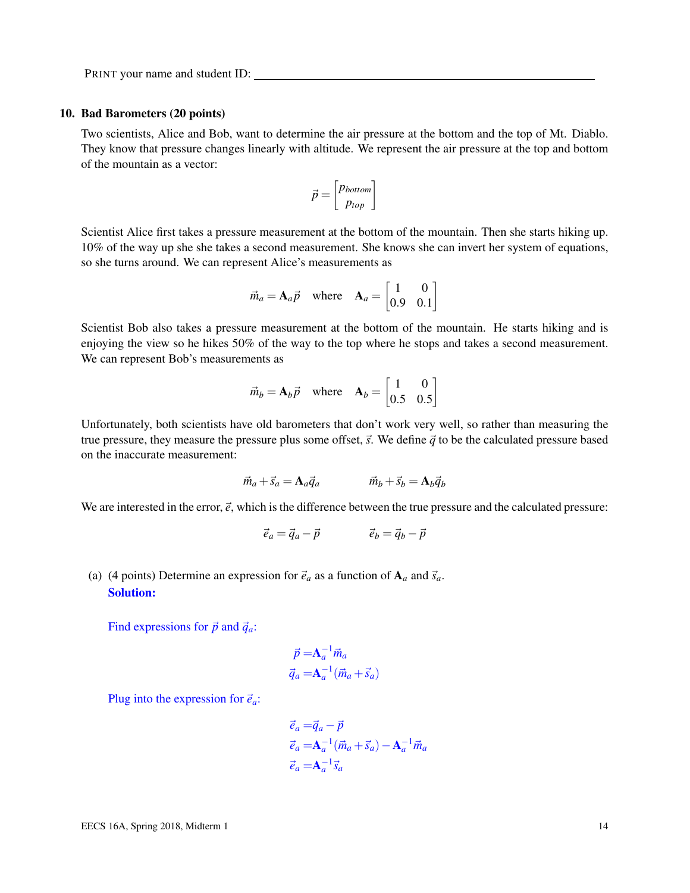PRINT your name and student ID: ____________________________________________

## 10. Bad Barometers (20 points)

Two scientists, Alice and Bob, want to determine the air pressure at the bottom and the top of Mt. Diablo. They know that pressure changes linearly with altitude. We represent the air pressure at the top and bottom of the mountain as a vector:

$$\vec{p} = \begin{bmatrix} p_{bottom} \\ p_{top} \end{bmatrix}$$

Scientist Alice first takes a pressure measurement at the bottom of the mountain. Then she starts hiking up. 10% of the way up she she takes a second measurement. She knows she can invert her system of equations, so she turns around. We can represent Alice's measurements as

$$\vec{m}_a = \mathbf{A}_a \vec{p} \quad \text{where} \quad \mathbf{A}_a = \begin{bmatrix} 1 & 0 \\ 0.9 & 0.1 \end{bmatrix}$$

Scientist Bob also takes a pressure measurement at the bottom of the mountain. He starts hiking and is enjoying the view so he hikes 50% of the way to the top where he stops and takes a second measurement. We can represent Bob's measurements as

$$\vec{m}_b = \mathbf{A}_b \vec{p} \quad \text{where} \quad \mathbf{A}_b = \begin{bmatrix} 1 & 0 \\ 0.5 & 0.5 \end{bmatrix}$$

Unfortunately, both scientists have old barometers that don't work very well, so rather than measuring the true pressure, they measure the pressure plus some offset, $\vec{s}$. We define $\vec{q}$ to be the calculated pressure based on the inaccurate measurement:

$$\vec{m}_a + \vec{s}_a = \mathbf{A}_a \vec{q}_a \qquad \vec{m}_b + \vec{s}_b = \mathbf{A}_b \vec{q}_b$$

We are interested in the error, $\vec{e}$, which is the difference between the true pressure and the calculated pressure:

$$\vec{e}_a = \vec{q}_a - \vec{p} \qquad \vec{e}_b = \vec{q}_b - \vec{p}$$

(a) (4 points) Determine an expression for $\vec{e}_a$ as a function of $\mathbf{A}_a$ and $\vec{s}_a$.

**Solution:**

Find expressions for $\vec{p}$ and $\vec{q}_a$:

$$\vec{p} = \mathbf{A}_a^{-1} \vec{m}_a$$
$$\vec{q}_a = \mathbf{A}_a^{-1} (\vec{m}_a + \vec{s}_a)$$

Plug into the expression for $\vec{e}_a$:

$$\vec{e}_a = \vec{q}_a - \vec{p}$$
$$\vec{e}_a = \mathbf{A}_a^{-1} (\vec{m}_a + \vec{s}_a) - \mathbf{A}_a^{-1} \vec{m}_a$$
$$\vec{e}_a = \mathbf{A}_a^{-1} \vec{s}_a$$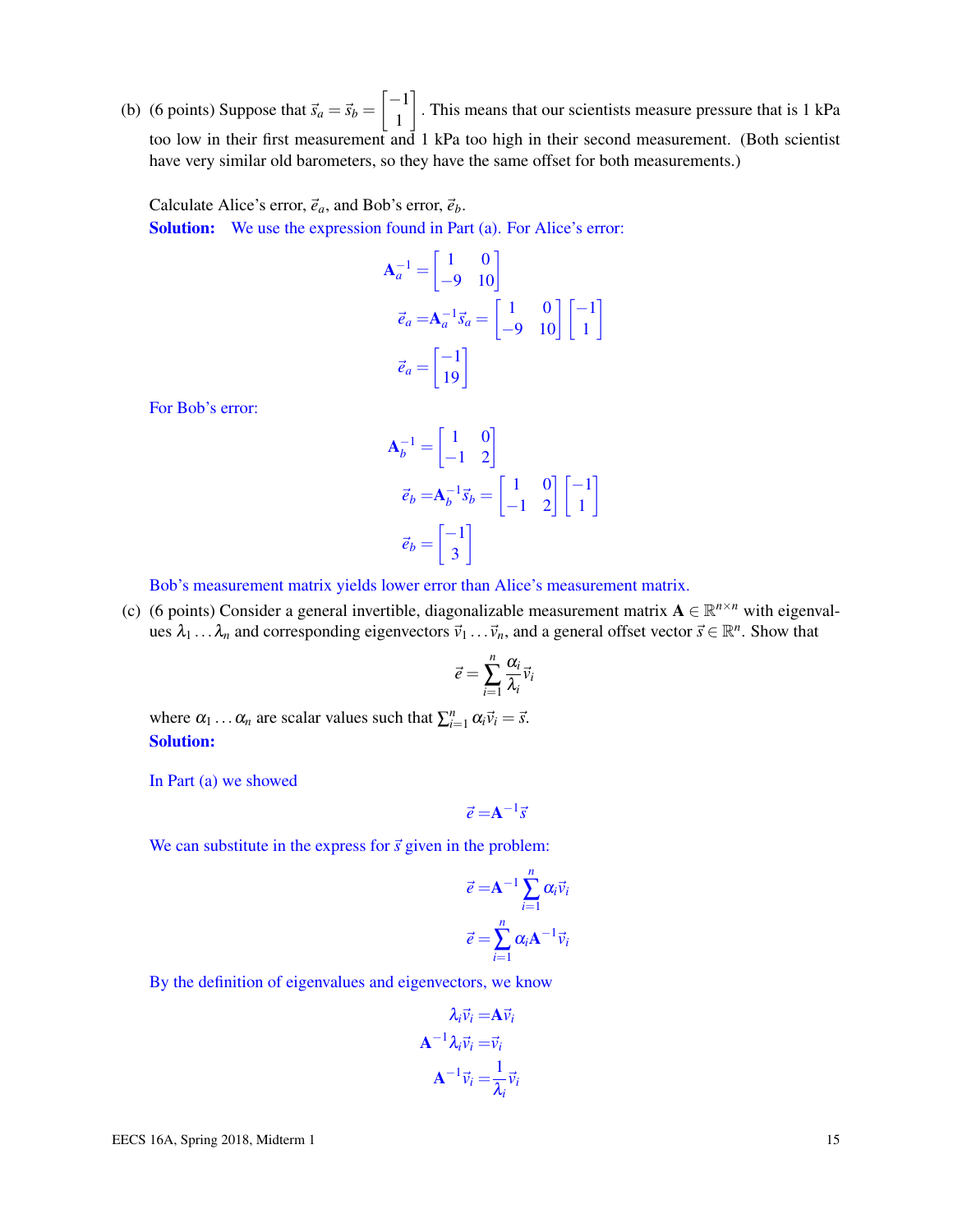(b) (6 points) Suppose that $\vec{s}_a = \vec{s}_b = \begin{bmatrix} -1 \\ 1 \end{bmatrix}$. This means that our scientists measure pressure that is 1 kPa too low in their first measurement and 1 kPa too high in their second measurement. (Both scientist have very similar old barometers, so they have the same offset for both measurements.)

Calculate Alice's error, $\vec{e}_a$, and Bob's error, $\vec{e}_b$.

**Solution:** We use the expression found in Part (a). For Alice's error:

$$\mathbf{A}_a^{-1} = \begin{bmatrix} 1 & 0 \\ -9 & 10 \end{bmatrix}$$

$$\vec{e}_a = \mathbf{A}_a^{-1}\vec{s}_a = \begin{bmatrix} 1 & 0 \\ -9 & 10 \end{bmatrix} \begin{bmatrix} -1 \\ 1 \end{bmatrix}$$

$$\vec{e}_a = \begin{bmatrix} -1 \\ 19 \end{bmatrix}$$

For Bob's error:

$$\mathbf{A}_b^{-1} = \begin{bmatrix} 1 & 0 \\ -1 & 2 \end{bmatrix}$$

$$\vec{e}_b = \mathbf{A}_b^{-1}\vec{s}_b = \begin{bmatrix} 1 & 0 \\ -1 & 2 \end{bmatrix} \begin{bmatrix} -1 \\ 1 \end{bmatrix}$$

$$\vec{e}_b = \begin{bmatrix} -1 \\ 3 \end{bmatrix}$$

Bob's measurement matrix yields lower error than Alice's measurement matrix.

(c) (6 points) Consider a general invertible, diagonalizable measurement matrix $\mathbf{A} \in \mathbb{R}^{n \times n}$ with eigenvalues $\lambda_1 \dots \lambda_n$ and corresponding eigenvectors $\vec{v}_1 \dots \vec{v}_n$, and a general offset vector $\vec{s} \in \mathbb{R}^n$. Show that

$$\vec{e} = \sum_{i=1}^{n} \frac{\alpha_i}{\lambda_i} \vec{v}_i$$

where $\alpha_1 \dots \alpha_n$ are scalar values such that $\sum_{i=1}^{n} \alpha_i \vec{v}_i = \vec{s}$.

**Solution:**

In Part (a) we showed

$$\vec{e} = \mathbf{A}^{-1}\vec{s}$$

We can substitute in the express for $\vec{s}$ given in the problem:

$$\vec{e} = \mathbf{A}^{-1} \sum_{i=1}^{n} \alpha_i \vec{v}_i$$

$$\vec{e} = \sum_{i=1}^{n} \alpha_i \mathbf{A}^{-1} \vec{v}_i$$

By the definition of eigenvalues and eigenvectors, we know

$$\lambda_i \vec{v}_i = \mathbf{A}\vec{v}_i$$

$$\mathbf{A}^{-1}\lambda_i \vec{v}_i = \vec{v}_i$$

$$\mathbf{A}^{-1}\vec{v}_i = \frac{1}{\lambda_i}\vec{v}_i$$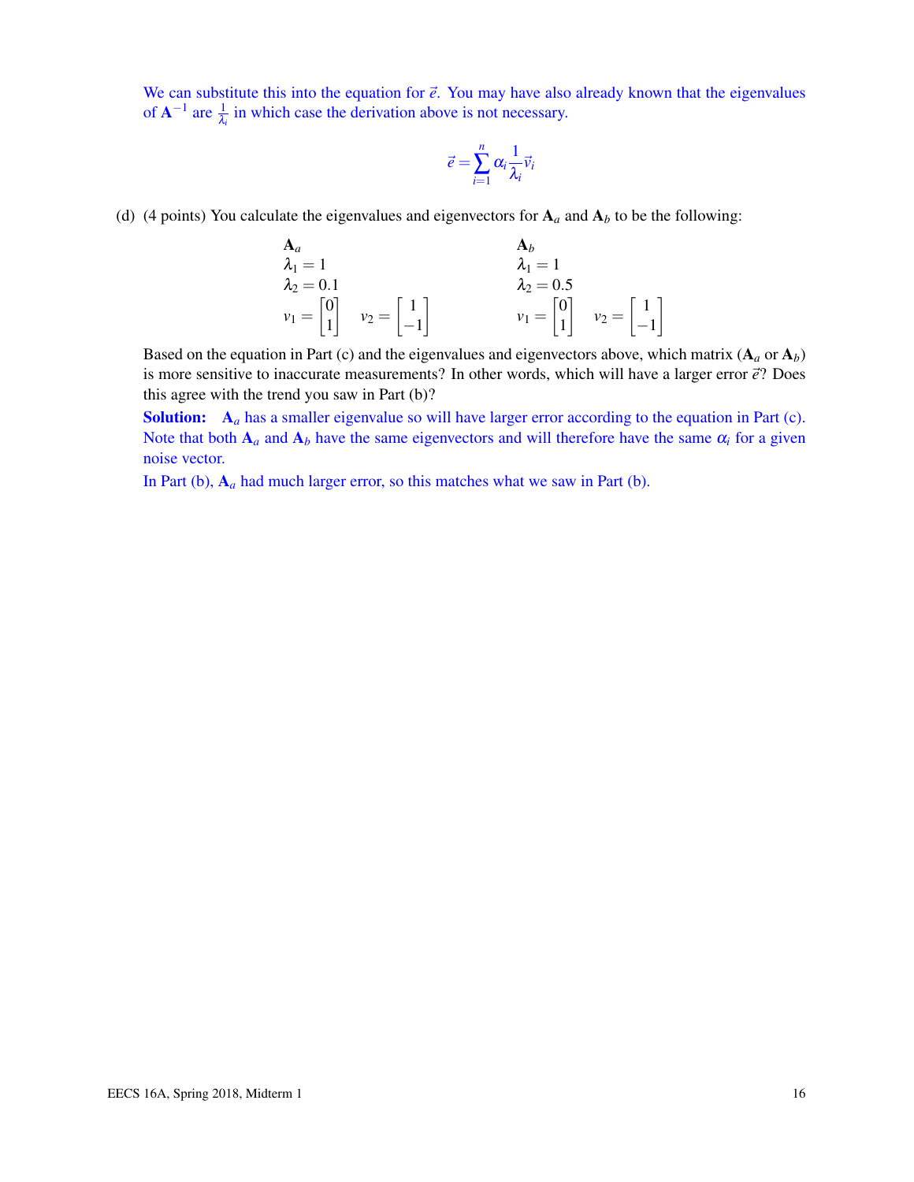We can substitute this into the equation for $\vec{e}$. You may have also already known that the eigenvalues of $\mathbf{A}^{-1}$ are $\frac{1}{\lambda_i}$ in which case the derivation above is not necessary.

$$\vec{e} = \sum_{i=1}^{n} \alpha_i \frac{1}{\lambda_i} \vec{v}_i$$

(d) (4 points) You calculate the eigenvalues and eigenvectors for $\mathbf{A}_a$ and $\mathbf{A}_b$ to be the following:

$\mathbf{A}_a$
$\lambda_1 = 1$
$\lambda_2 = 0.1$
$v_1 = \begin{bmatrix} 0 \\ 1 \end{bmatrix} \quad v_2 = \begin{bmatrix} 1 \\ -1 \end{bmatrix}$

$\mathbf{A}_b$
$\lambda_1 = 1$
$\lambda_2 = 0.5$
$v_1 = \begin{bmatrix} 0 \\ 1 \end{bmatrix} \quad v_2 = \begin{bmatrix} 1 \\ -1 \end{bmatrix}$

Based on the equation in Part (c) and the eigenvalues and eigenvectors above, which matrix ($\mathbf{A}_a$ or $\mathbf{A}_b$) is more sensitive to inaccurate measurements? In other words, which will have a larger error $\vec{e}$? Does this agree with the trend you saw in Part (b)?

**Solution:** $\mathbf{A}_a$ has a smaller eigenvalue so will have larger error according to the equation in Part (c). Note that both $\mathbf{A}_a$ and $\mathbf{A}_b$ have the same eigenvectors and will therefore have the same $\alpha_i$ for a given noise vector.

In Part (b), $\mathbf{A}_a$ had much larger error, so this matches what we saw in Part (b).